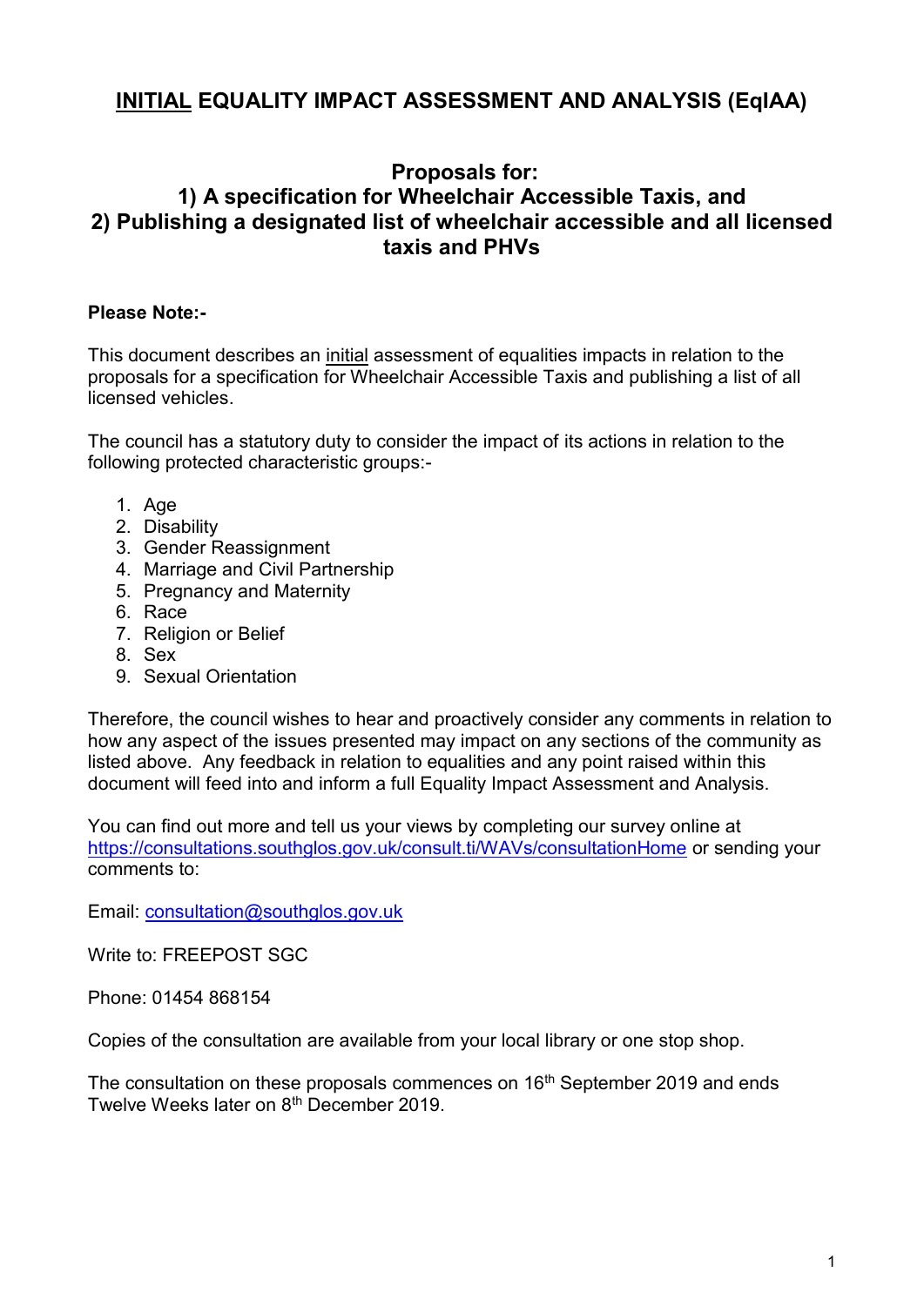# <u>INITIAL</u> EQUALITY IMPACT ASSESSMENT AND ANALYSIS (EqIAA)

## Proposals for:
## 1) A specification for Wheelchair Accessible Taxis, and
## 2) Publishing a designated list of wheelchair accessible and all licensed taxis and PHVs

**Please Note:-**

This document describes an <u>initial</u> assessment of equalities impacts in relation to the proposals for a specification for Wheelchair Accessible Taxis and publishing a list of all licensed vehicles.

The council has a statutory duty to consider the impact of its actions in relation to the following protected characteristic groups:-

1. Age
2. Disability
3. Gender Reassignment
4. Marriage and Civil Partnership
5. Pregnancy and Maternity
6. Race
7. Religion or Belief
8. Sex
9. Sexual Orientation

Therefore, the council wishes to hear and proactively consider any comments in relation to how any aspect of the issues presented may impact on any sections of the community as listed above. Any feedback in relation to equalities and any point raised within this document will feed into and inform a full Equality Impact Assessment and Analysis.

You can find out more and tell us your views by completing our survey online at [https://consultations.southglos.gov.uk/consult.ti/WAVs/consultationHome](https://consultations.southglos.gov.uk/consult.ti/WAVs/consultationHome) or sending your comments to:

Email: [consultation@southglos.gov.uk](mailto:consultation@southglos.gov.uk)

Write to: FREEPOST SGC

Phone: 01454 868154

Copies of the consultation are available from your local library or one stop shop.

The consultation on these proposals commences on 16th September 2019 and ends Twelve Weeks later on 8th December 2019.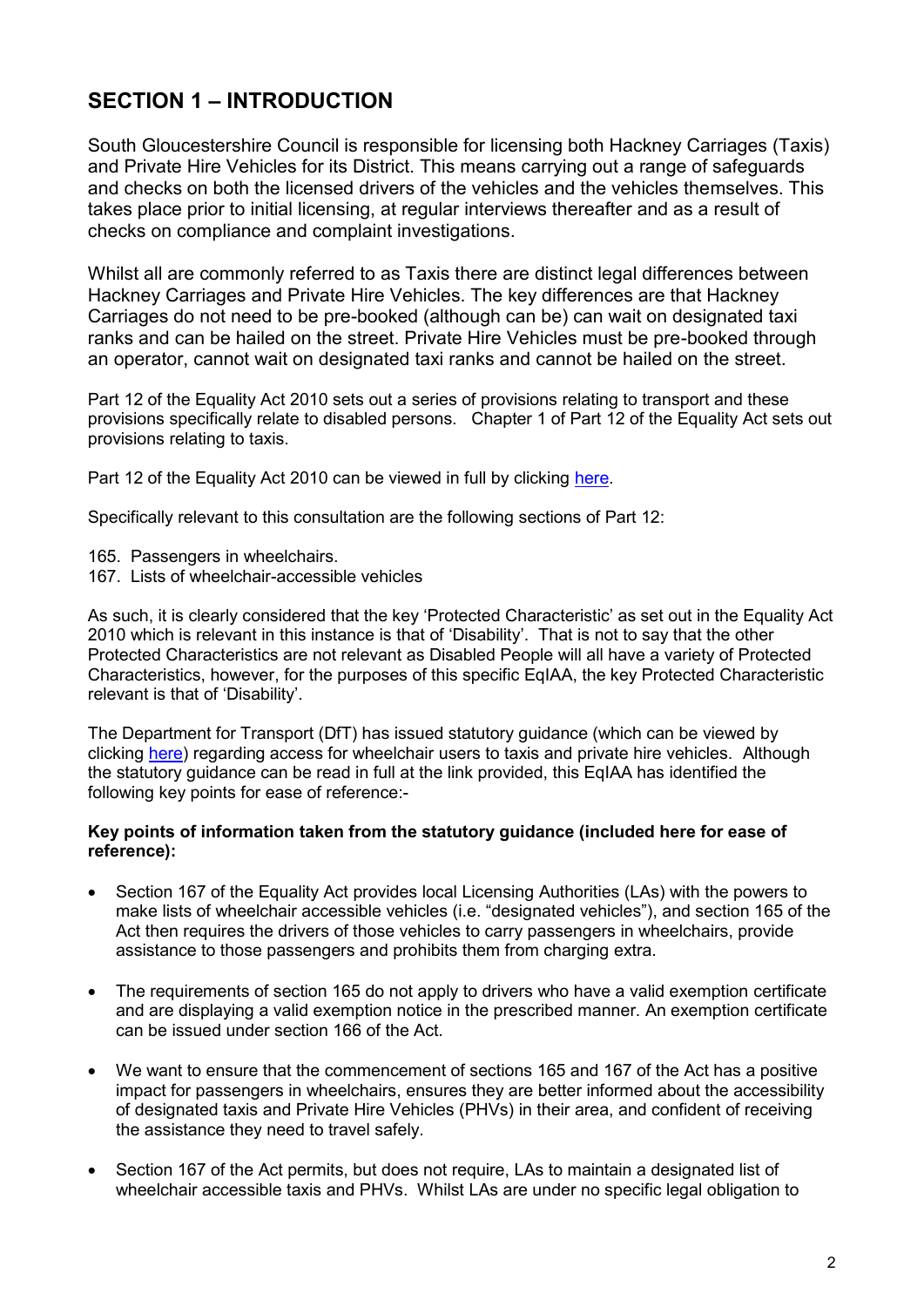## SECTION 1 – INTRODUCTION

South Gloucestershire Council is responsible for licensing both Hackney Carriages (Taxis) and Private Hire Vehicles for its District. This means carrying out a range of safeguards and checks on both the licensed drivers of the vehicles and the vehicles themselves. This takes place prior to initial licensing, at regular interviews thereafter and as a result of checks on compliance and complaint investigations.

Whilst all are commonly referred to as Taxis there are distinct legal differences between Hackney Carriages and Private Hire Vehicles. The key differences are that Hackney Carriages do not need to be pre-booked (although can be) can wait on designated taxi ranks and can be hailed on the street. Private Hire Vehicles must be pre-booked through an operator, cannot wait on designated taxi ranks and cannot be hailed on the street.

Part 12 of the Equality Act 2010 sets out a series of provisions relating to transport and these provisions specifically relate to disabled persons. Chapter 1 of Part 12 of the Equality Act sets out provisions relating to taxis.

Part 12 of the Equality Act 2010 can be viewed in full by clicking here.

Specifically relevant to this consultation are the following sections of Part 12:

165. Passengers in wheelchairs.
167. Lists of wheelchair-accessible vehicles

As such, it is clearly considered that the key 'Protected Characteristic' as set out in the Equality Act 2010 which is relevant in this instance is that of 'Disability'. That is not to say that the other Protected Characteristics are not relevant as Disabled People will all have a variety of Protected Characteristics, however, for the purposes of this specific EqIAA, the key Protected Characteristic relevant is that of 'Disability'.

The Department for Transport (DfT) has issued statutory guidance (which can be viewed by clicking here) regarding access for wheelchair users to taxis and private hire vehicles. Although the statutory guidance can be read in full at the link provided, this EqIAA has identified the following key points for ease of reference:-

**Key points of information taken from the statutory guidance (included here for ease of reference):**

- Section 167 of the Equality Act provides local Licensing Authorities (LAs) with the powers to make lists of wheelchair accessible vehicles (i.e. "designated vehicles"), and section 165 of the Act then requires the drivers of those vehicles to carry passengers in wheelchairs, provide assistance to those passengers and prohibits them from charging extra.

- The requirements of section 165 do not apply to drivers who have a valid exemption certificate and are displaying a valid exemption notice in the prescribed manner. An exemption certificate can be issued under section 166 of the Act.

- We want to ensure that the commencement of sections 165 and 167 of the Act has a positive impact for passengers in wheelchairs, ensures they are better informed about the accessibility of designated taxis and Private Hire Vehicles (PHVs) in their area, and confident of receiving the assistance they need to travel safely.

- Section 167 of the Act permits, but does not require, LAs to maintain a designated list of wheelchair accessible taxis and PHVs. Whilst LAs are under no specific legal obligation to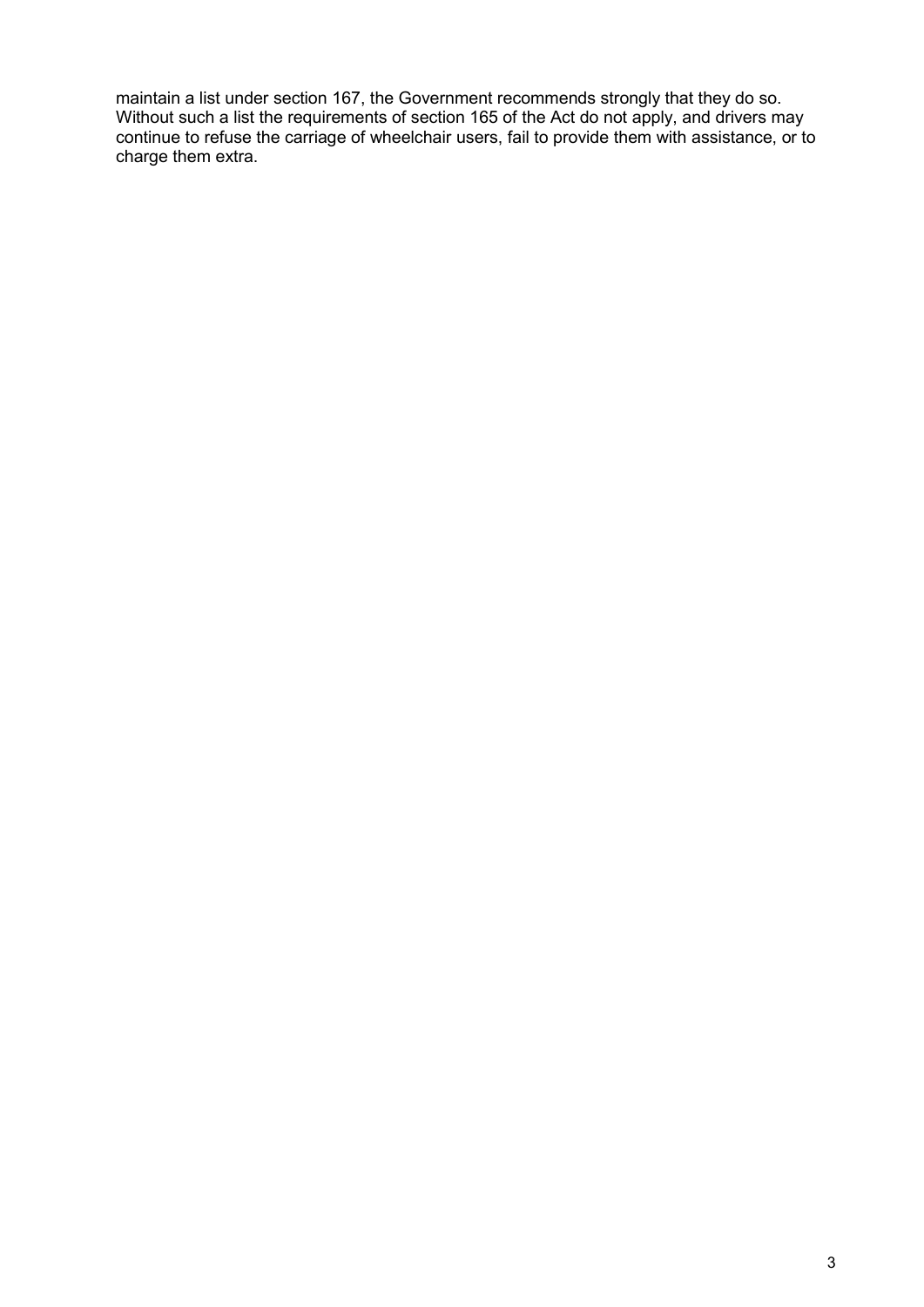maintain a list under section 167, the Government recommends strongly that they do so. Without such a list the requirements of section 165 of the Act do not apply, and drivers may continue to refuse the carriage of wheelchair users, fail to provide them with assistance, or to charge them extra.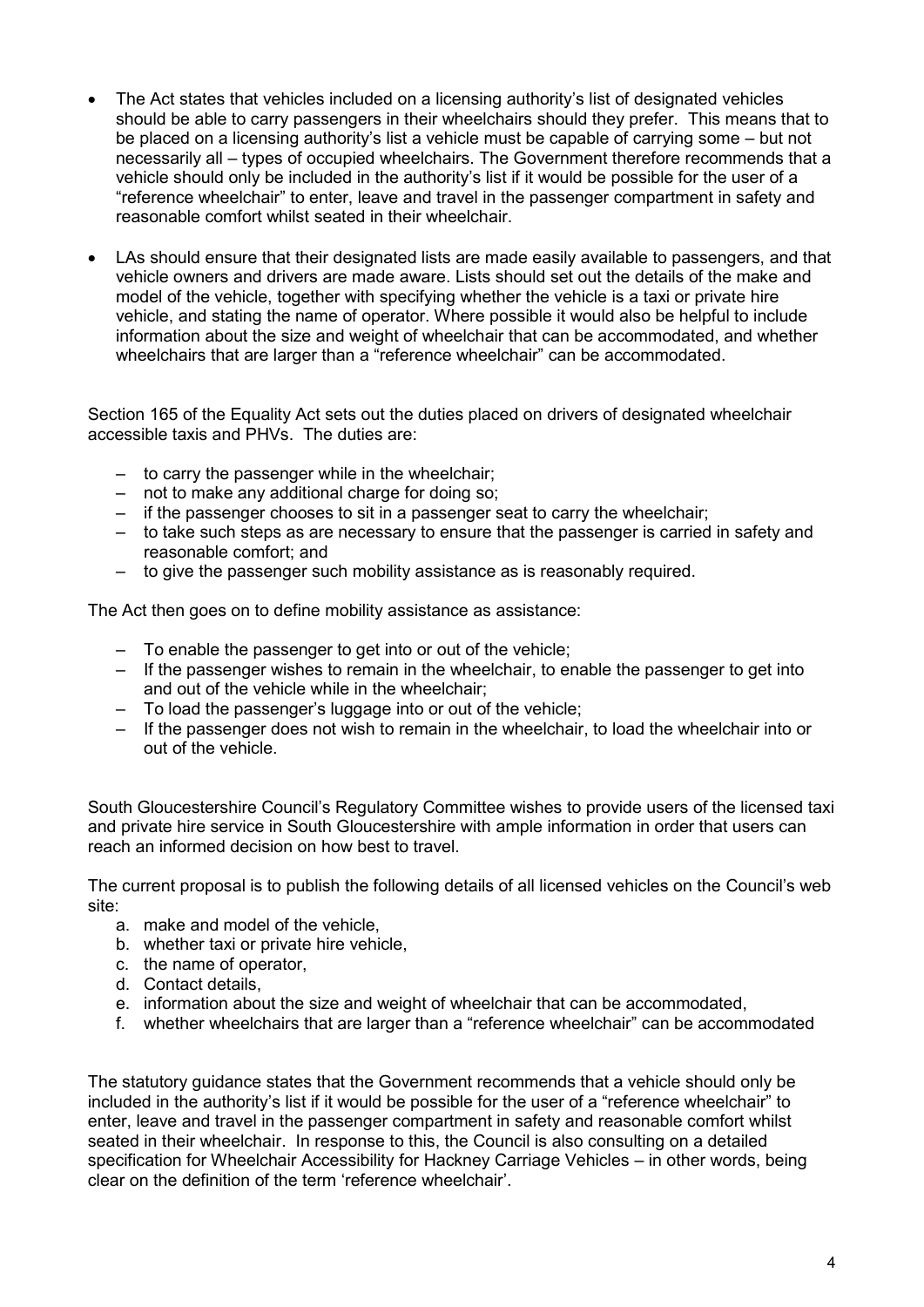- The Act states that vehicles included on a licensing authority's list of designated vehicles should be able to carry passengers in their wheelchairs should they prefer. This means that to be placed on a licensing authority's list a vehicle must be capable of carrying some – but not necessarily all – types of occupied wheelchairs. The Government therefore recommends that a vehicle should only be included in the authority's list if it would be possible for the user of a "reference wheelchair" to enter, leave and travel in the passenger compartment in safety and reasonable comfort whilst seated in their wheelchair.

- LAs should ensure that their designated lists are made easily available to passengers, and that vehicle owners and drivers are made aware. Lists should set out the details of the make and model of the vehicle, together with specifying whether the vehicle is a taxi or private hire vehicle, and stating the name of operator. Where possible it would also be helpful to include information about the size and weight of wheelchair that can be accommodated, and whether wheelchairs that are larger than a "reference wheelchair" can be accommodated.

Section 165 of the Equality Act sets out the duties placed on drivers of designated wheelchair accessible taxis and PHVs. The duties are:

- to carry the passenger while in the wheelchair;
- not to make any additional charge for doing so;
- if the passenger chooses to sit in a passenger seat to carry the wheelchair;
- to take such steps as are necessary to ensure that the passenger is carried in safety and reasonable comfort; and
- to give the passenger such mobility assistance as is reasonably required.

The Act then goes on to define mobility assistance as assistance:

- To enable the passenger to get into or out of the vehicle;
- If the passenger wishes to remain in the wheelchair, to enable the passenger to get into and out of the vehicle while in the wheelchair;
- To load the passenger's luggage into or out of the vehicle;
- If the passenger does not wish to remain in the wheelchair, to load the wheelchair into or out of the vehicle.

South Gloucestershire Council's Regulatory Committee wishes to provide users of the licensed taxi and private hire service in South Gloucestershire with ample information in order that users can reach an informed decision on how best to travel.

The current proposal is to publish the following details of all licensed vehicles on the Council's web site:

a. make and model of the vehicle,
b. whether taxi or private hire vehicle,
c. the name of operator,
d. Contact details,
e. information about the size and weight of wheelchair that can be accommodated,
f. whether wheelchairs that are larger than a "reference wheelchair" can be accommodated

The statutory guidance states that the Government recommends that a vehicle should only be included in the authority's list if it would be possible for the user of a "reference wheelchair" to enter, leave and travel in the passenger compartment in safety and reasonable comfort whilst seated in their wheelchair. In response to this, the Council is also consulting on a detailed specification for Wheelchair Accessibility for Hackney Carriage Vehicles – in other words, being clear on the definition of the term 'reference wheelchair'.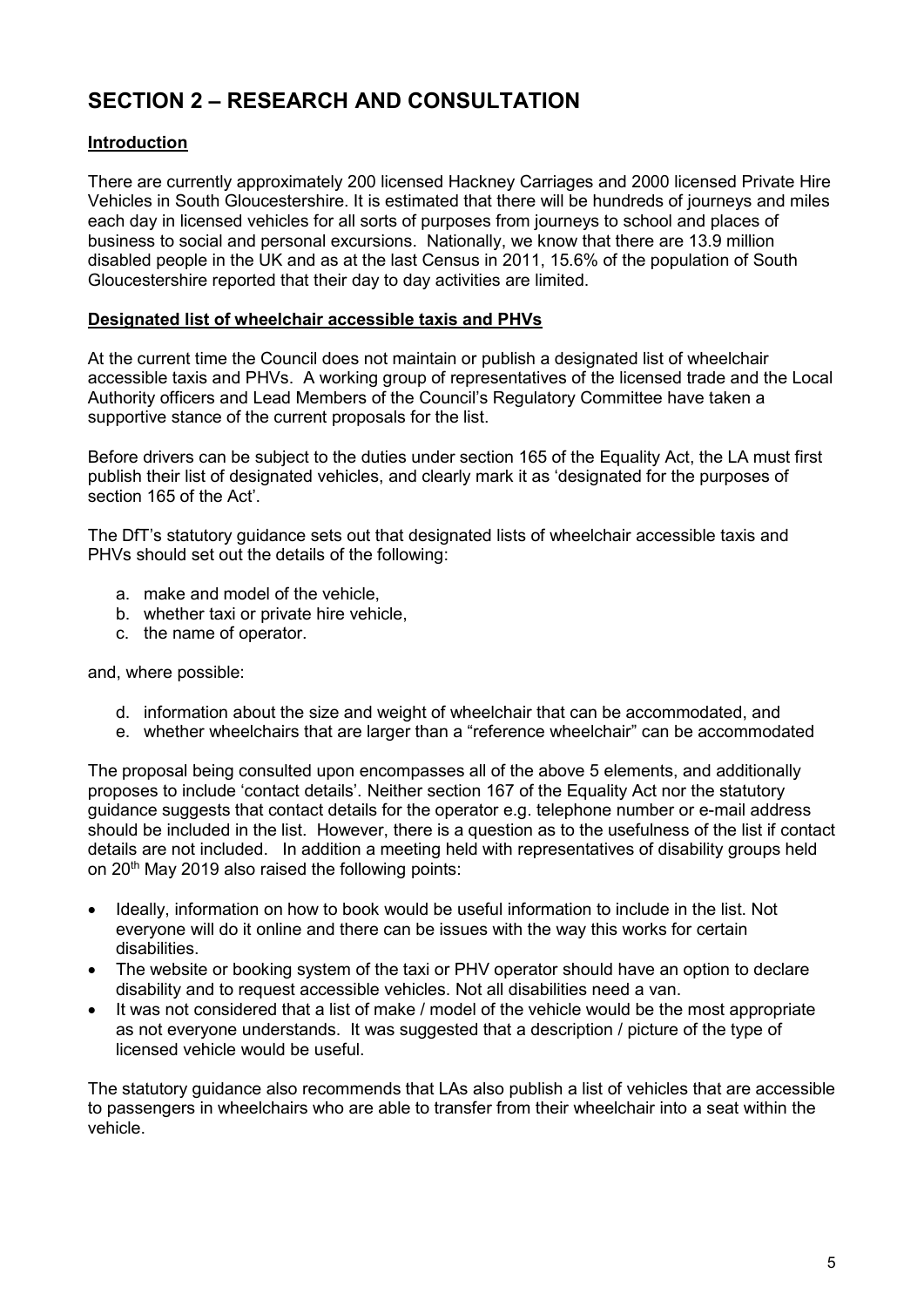## SECTION 2 – RESEARCH AND CONSULTATION

**Introduction**

There are currently approximately 200 licensed Hackney Carriages and 2000 licensed Private Hire Vehicles in South Gloucestershire. It is estimated that there will be hundreds of journeys and miles each day in licensed vehicles for all sorts of purposes from journeys to school and places of business to social and personal excursions. Nationally, we know that there are 13.9 million disabled people in the UK and as at the last Census in 2011, 15.6% of the population of South Gloucestershire reported that their day to day activities are limited.

**Designated list of wheelchair accessible taxis and PHVs**

At the current time the Council does not maintain or publish a designated list of wheelchair accessible taxis and PHVs. A working group of representatives of the licensed trade and the Local Authority officers and Lead Members of the Council's Regulatory Committee have taken a supportive stance of the current proposals for the list.

Before drivers can be subject to the duties under section 165 of the Equality Act, the LA must first publish their list of designated vehicles, and clearly mark it as 'designated for the purposes of section 165 of the Act'.

The DfT's statutory guidance sets out that designated lists of wheelchair accessible taxis and PHVs should set out the details of the following:

a. make and model of the vehicle,
b. whether taxi or private hire vehicle,
c. the name of operator.

and, where possible:

d. information about the size and weight of wheelchair that can be accommodated, and
e. whether wheelchairs that are larger than a "reference wheelchair" can be accommodated

The proposal being consulted upon encompasses all of the above 5 elements, and additionally proposes to include 'contact details'. Neither section 167 of the Equality Act nor the statutory guidance suggests that contact details for the operator e.g. telephone number or e-mail address should be included in the list. However, there is a question as to the usefulness of the list if contact details are not included. In addition a meeting held with representatives of disability groups held on 20th May 2019 also raised the following points:

- Ideally, information on how to book would be useful information to include in the list. Not everyone will do it online and there can be issues with the way this works for certain disabilities.
- The website or booking system of the taxi or PHV operator should have an option to declare disability and to request accessible vehicles. Not all disabilities need a van.
- It was not considered that a list of make / model of the vehicle would be the most appropriate as not everyone understands. It was suggested that a description / picture of the type of licensed vehicle would be useful.

The statutory guidance also recommends that LAs also publish a list of vehicles that are accessible to passengers in wheelchairs who are able to transfer from their wheelchair into a seat within the vehicle.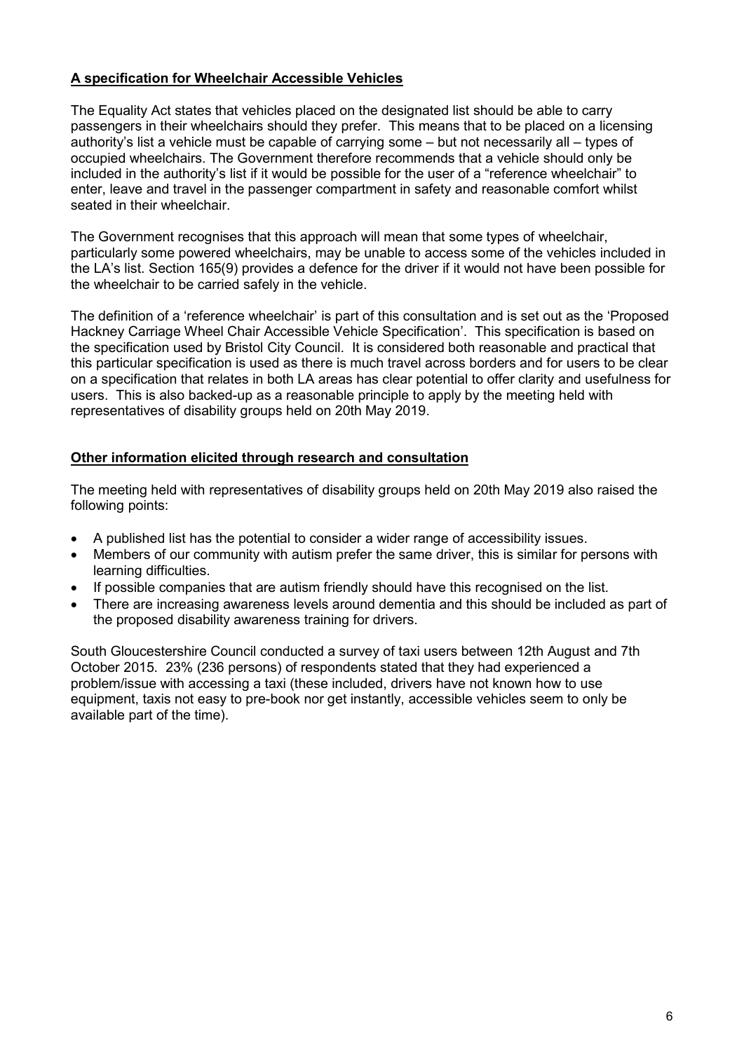## **A specification for Wheelchair Accessible Vehicles**

The Equality Act states that vehicles placed on the designated list should be able to carry passengers in their wheelchairs should they prefer. This means that to be placed on a licensing authority's list a vehicle must be capable of carrying some – but not necessarily all – types of occupied wheelchairs. The Government therefore recommends that a vehicle should only be included in the authority's list if it would be possible for the user of a "reference wheelchair" to enter, leave and travel in the passenger compartment in safety and reasonable comfort whilst seated in their wheelchair.

The Government recognises that this approach will mean that some types of wheelchair, particularly some powered wheelchairs, may be unable to access some of the vehicles included in the LA's list. Section 165(9) provides a defence for the driver if it would not have been possible for the wheelchair to be carried safely in the vehicle.

The definition of a 'reference wheelchair' is part of this consultation and is set out as the 'Proposed Hackney Carriage Wheel Chair Accessible Vehicle Specification'. This specification is based on the specification used by Bristol City Council. It is considered both reasonable and practical that this particular specification is used as there is much travel across borders and for users to be clear on a specification that relates in both LA areas has clear potential to offer clarity and usefulness for users. This is also backed-up as a reasonable principle to apply by the meeting held with representatives of disability groups held on 20th May 2019.

## **Other information elicited through research and consultation**

The meeting held with representatives of disability groups held on 20th May 2019 also raised the following points:

- A published list has the potential to consider a wider range of accessibility issues.
- Members of our community with autism prefer the same driver, this is similar for persons with learning difficulties.
- If possible companies that are autism friendly should have this recognised on the list.
- There are increasing awareness levels around dementia and this should be included as part of the proposed disability awareness training for drivers.

South Gloucestershire Council conducted a survey of taxi users between 12th August and 7th October 2015. 23% (236 persons) of respondents stated that they had experienced a problem/issue with accessing a taxi (these included, drivers have not known how to use equipment, taxis not easy to pre-book nor get instantly, accessible vehicles seem to only be available part of the time).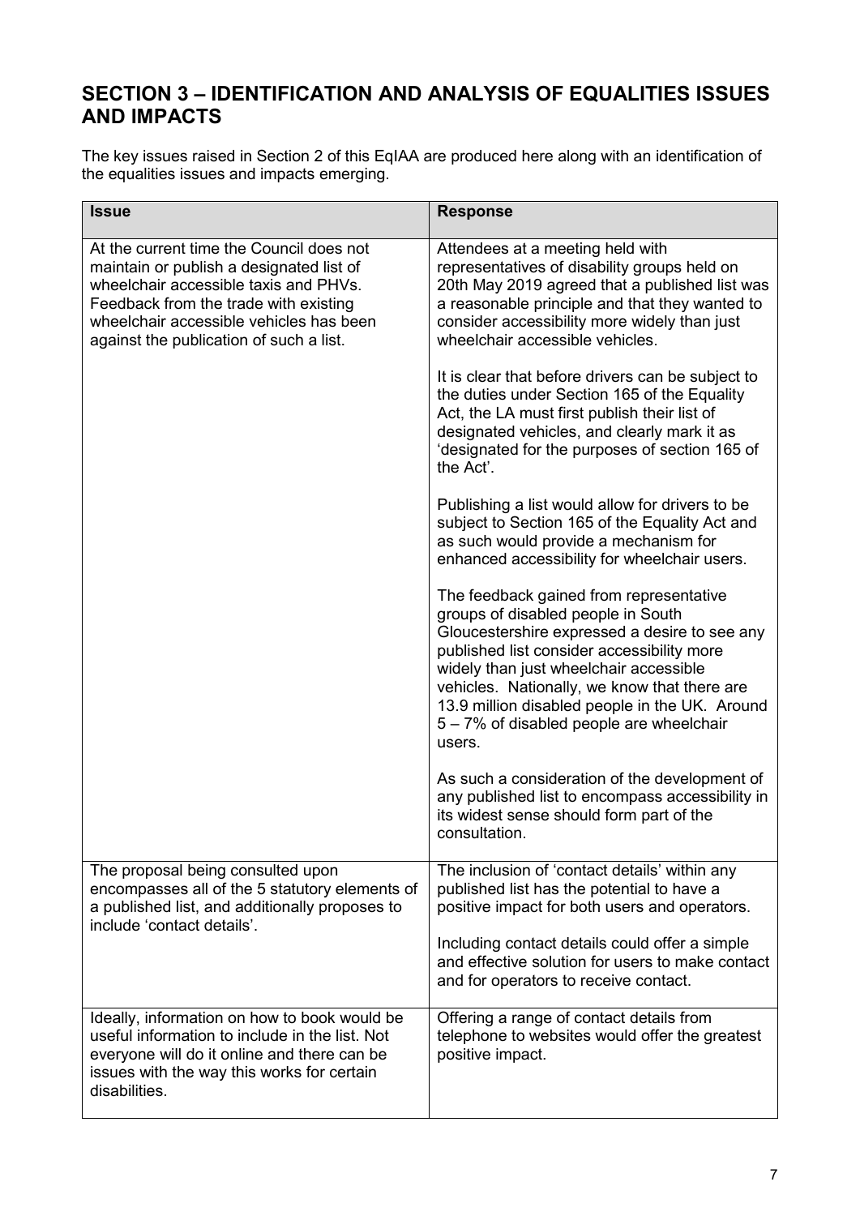## SECTION 3 – IDENTIFICATION AND ANALYSIS OF EQUALITIES ISSUES AND IMPACTS

The key issues raised in Section 2 of this EqIAA are produced here along with an identification of the equalities issues and impacts emerging.

| Issue | Response |
|---|---|
| At the current time the Council does not maintain or publish a designated list of wheelchair accessible taxis and PHVs. Feedback from the trade with existing wheelchair accessible vehicles has been against the publication of such a list. | Attendees at a meeting held with representatives of disability groups held on 20th May 2019 agreed that a published list was a reasonable principle and that they wanted to consider accessibility more widely than just wheelchair accessible vehicles.<br><br>It is clear that before drivers can be subject to the duties under Section 165 of the Equality Act, the LA must first publish their list of designated vehicles, and clearly mark it as 'designated for the purposes of section 165 of the Act'.<br><br>Publishing a list would allow for drivers to be subject to Section 165 of the Equality Act and as such would provide a mechanism for enhanced accessibility for wheelchair users.<br><br>The feedback gained from representative groups of disabled people in South Gloucestershire expressed a desire to see any published list consider accessibility more widely than just wheelchair accessible vehicles. Nationally, we know that there are 13.9 million disabled people in the UK. Around 5 – 7% of disabled people are wheelchair users.<br><br>As such a consideration of the development of any published list to encompass accessibility in its widest sense should form part of the consultation. |
| The proposal being consulted upon encompasses all of the 5 statutory elements of a published list, and additionally proposes to include 'contact details'. | The inclusion of 'contact details' within any published list has the potential to have a positive impact for both users and operators.<br><br>Including contact details could offer a simple and effective solution for users to make contact and for operators to receive contact. |
| Ideally, information on how to book would be useful information to include in the list. Not everyone will do it online and there can be issues with the way this works for certain disabilities. | Offering a range of contact details from telephone to websites would offer the greatest positive impact. |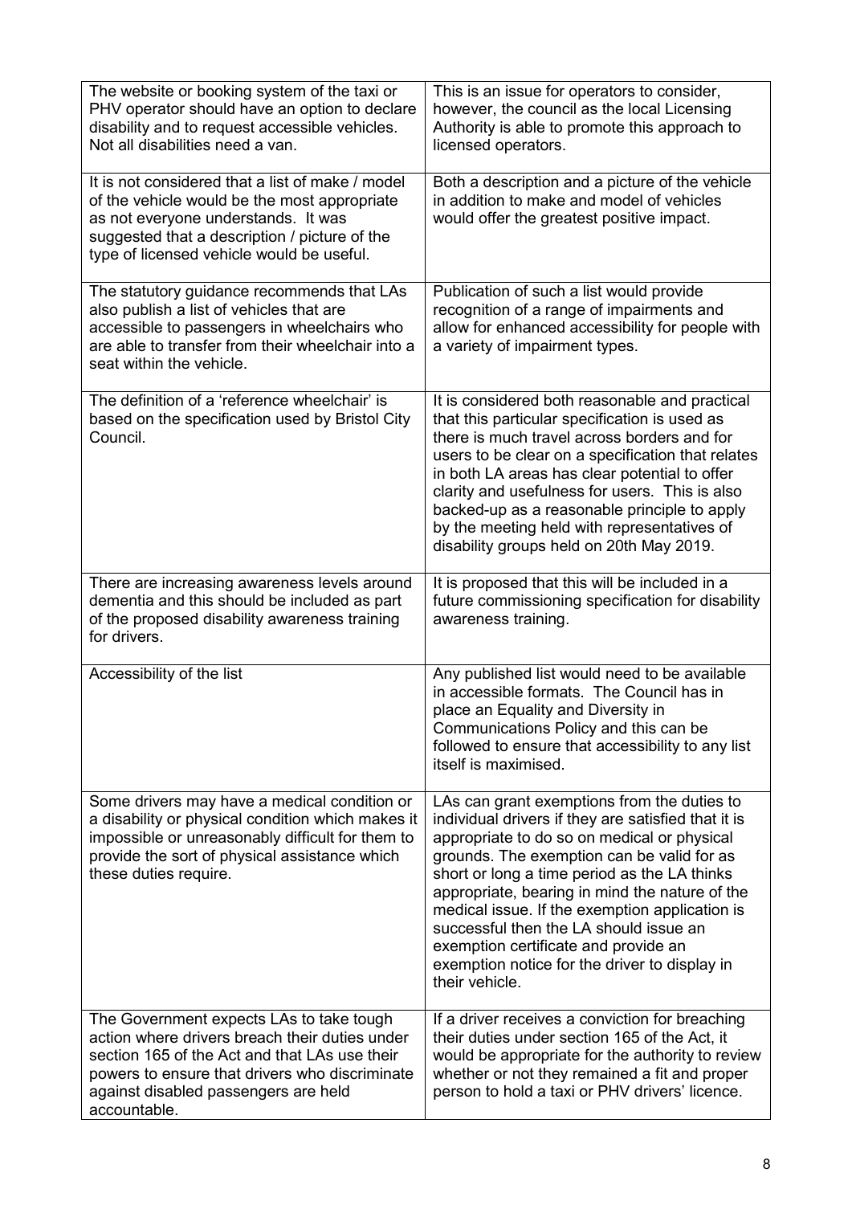| | |
|---|---|
| The website or booking system of the taxi or PHV operator should have an option to declare disability and to request accessible vehicles. Not all disabilities need a van. | This is an issue for operators to consider, however, the council as the local Licensing Authority is able to promote this approach to licensed operators. |
| It is not considered that a list of make / model of the vehicle would be the most appropriate as not everyone understands. It was suggested that a description / picture of the type of licensed vehicle would be useful. | Both a description and a picture of the vehicle in addition to make and model of vehicles would offer the greatest positive impact. |
| The statutory guidance recommends that LAs also publish a list of vehicles that are accessible to passengers in wheelchairs who are able to transfer from their wheelchair into a seat within the vehicle. | Publication of such a list would provide recognition of a range of impairments and allow for enhanced accessibility for people with a variety of impairment types. |
| The definition of a 'reference wheelchair' is based on the specification used by Bristol City Council. | It is considered both reasonable and practical that this particular specification is used as there is much travel across borders and for users to be clear on a specification that relates in both LA areas has clear potential to offer clarity and usefulness for users. This is also backed-up as a reasonable principle to apply by the meeting held with representatives of disability groups held on 20th May 2019. |
| There are increasing awareness levels around dementia and this should be included as part of the proposed disability awareness training for drivers. | It is proposed that this will be included in a future commissioning specification for disability awareness training. |
| Accessibility of the list | Any published list would need to be available in accessible formats. The Council has in place an Equality and Diversity in Communications Policy and this can be followed to ensure that accessibility to any list itself is maximised. |
| Some drivers may have a medical condition or a disability or physical condition which makes it impossible or unreasonably difficult for them to provide the sort of physical assistance which these duties require. | LAs can grant exemptions from the duties to individual drivers if they are satisfied that it is appropriate to do so on medical or physical grounds. The exemption can be valid for as short or long a time period as the LA thinks appropriate, bearing in mind the nature of the medical issue. If the exemption application is successful then the LA should issue an exemption certificate and provide an exemption notice for the driver to display in their vehicle. |
| The Government expects LAs to take tough action where drivers breach their duties under section 165 of the Act and that LAs use their powers to ensure that drivers who discriminate against disabled passengers are held accountable. | If a driver receives a conviction for breaching their duties under section 165 of the Act, it would be appropriate for the authority to review whether or not they remained a fit and proper person to hold a taxi or PHV drivers' licence. |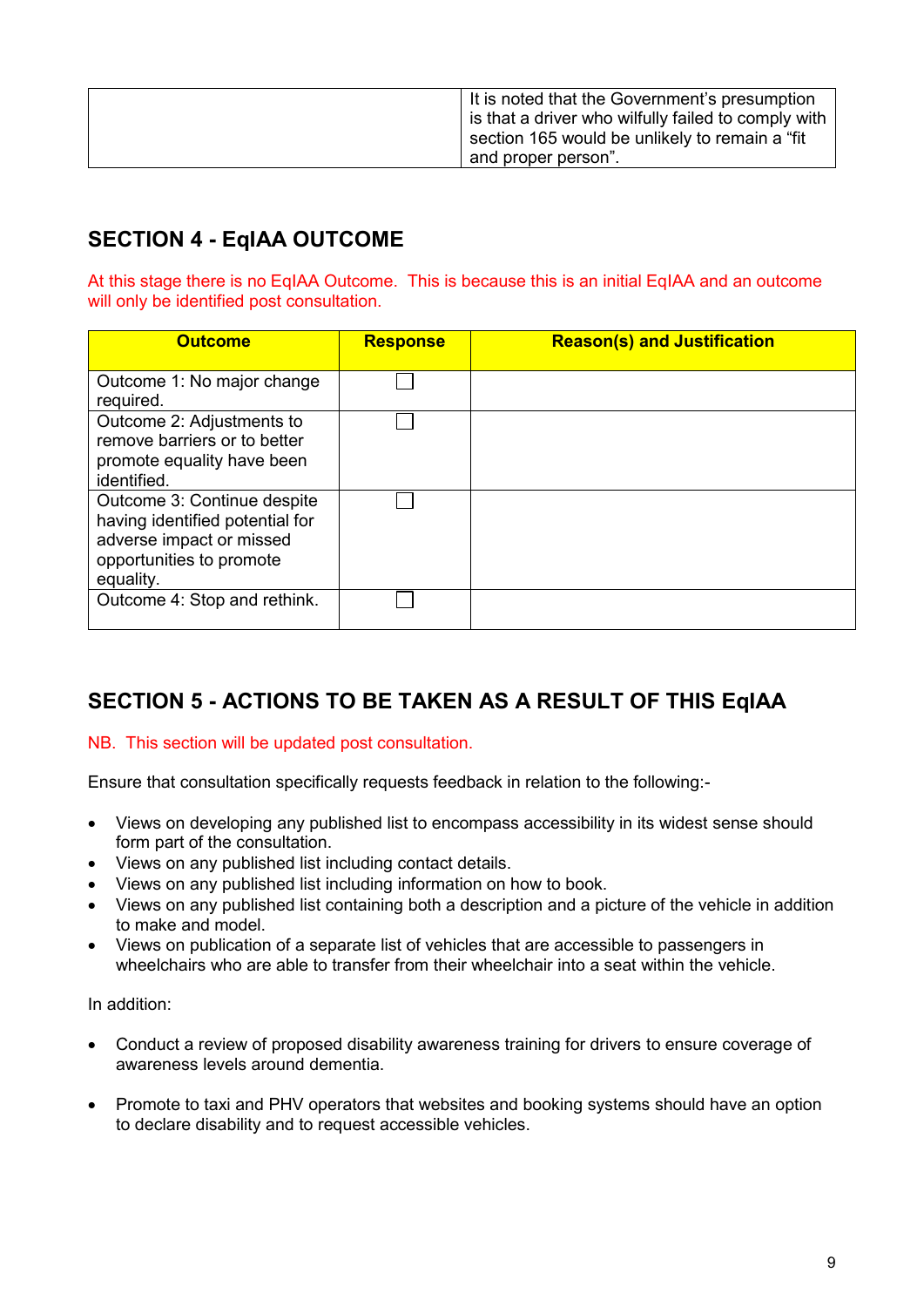| | It is noted that the Government's presumption is that a driver who wilfully failed to comply with section 165 would be unlikely to remain a "fit and proper person". |
|---|---|

## SECTION 4 - EqIAA OUTCOME

At this stage there is no EqIAA Outcome. This is because this is an initial EqIAA and an outcome will only be identified post consultation.

| Outcome | Response | Reason(s) and Justification |
|---|---|---|
| Outcome 1: No major change required. | ☐ | |
| Outcome 2: Adjustments to remove barriers or to better promote equality have been identified. | ☐ | |
| Outcome 3: Continue despite having identified potential for adverse impact or missed opportunities to promote equality. | ☐ | |
| Outcome 4: Stop and rethink. | ☐ | |

## SECTION 5 - ACTIONS TO BE TAKEN AS A RESULT OF THIS EqIAA

NB. This section will be updated post consultation.

Ensure that consultation specifically requests feedback in relation to the following:-

- Views on developing any published list to encompass accessibility in its widest sense should form part of the consultation.
- Views on any published list including contact details.
- Views on any published list including information on how to book.
- Views on any published list containing both a description and a picture of the vehicle in addition to make and model.
- Views on publication of a separate list of vehicles that are accessible to passengers in wheelchairs who are able to transfer from their wheelchair into a seat within the vehicle.

In addition:

- Conduct a review of proposed disability awareness training for drivers to ensure coverage of awareness levels around dementia.

- Promote to taxi and PHV operators that websites and booking systems should have an option to declare disability and to request accessible vehicles.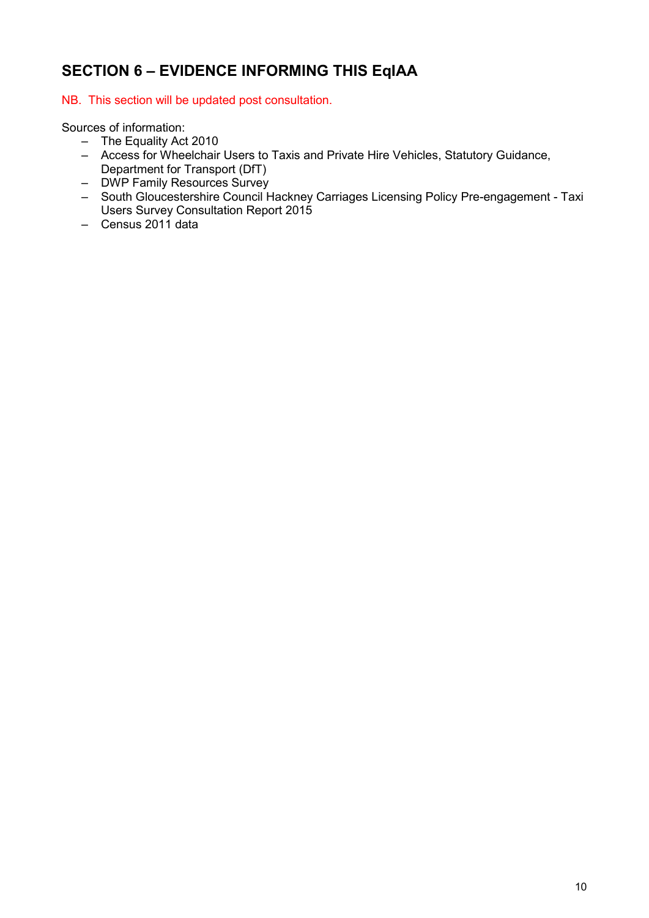## SECTION 6 – EVIDENCE INFORMING THIS EqIAA

NB. This section will be updated post consultation.

Sources of information:

- The Equality Act 2010
- Access for Wheelchair Users to Taxis and Private Hire Vehicles, Statutory Guidance, Department for Transport (DfT)
- DWP Family Resources Survey
- South Gloucestershire Council Hackney Carriages Licensing Policy Pre-engagement - Taxi Users Survey Consultation Report 2015
- Census 2011 data